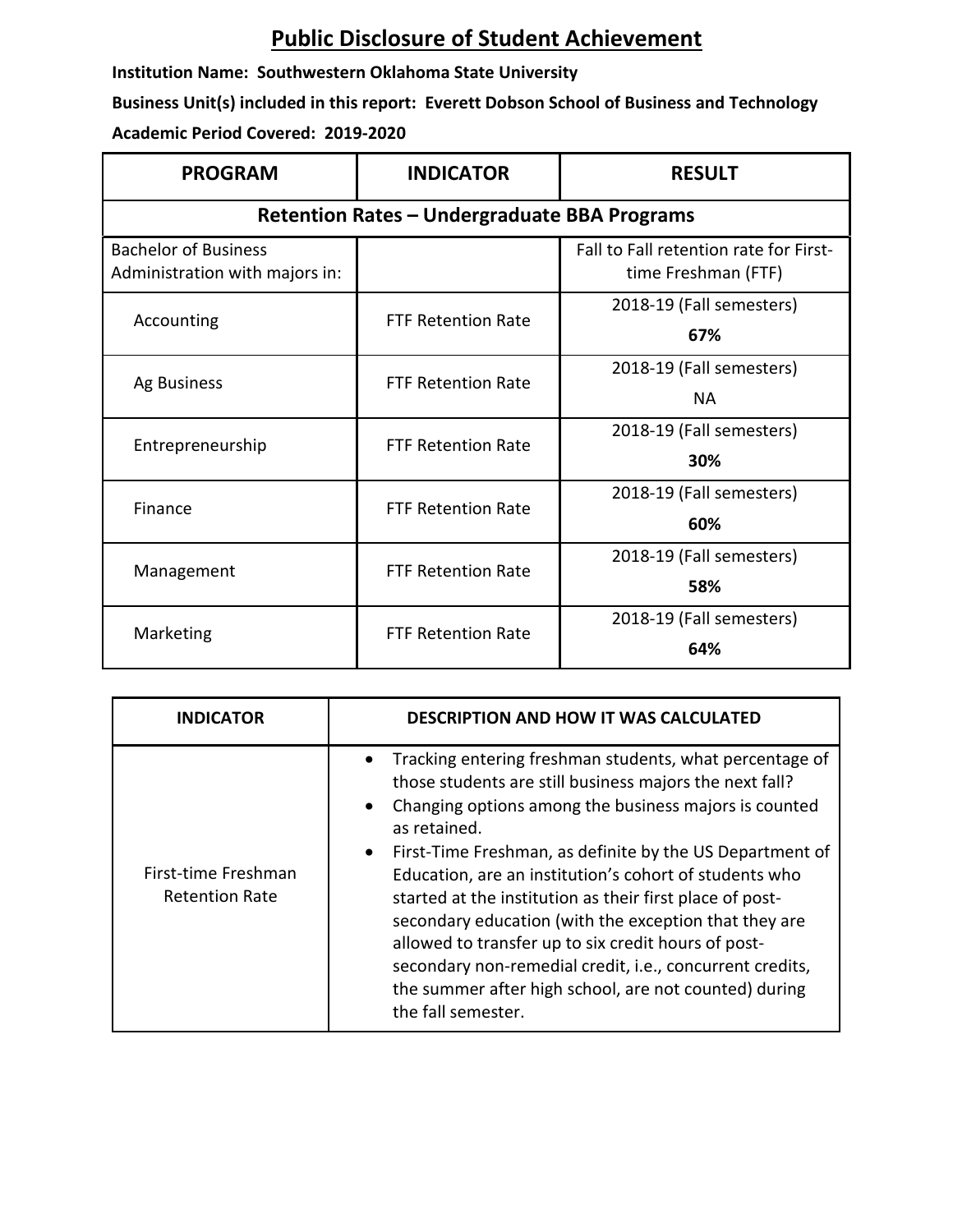# Public Disclosure of Student Achievement

**Institution Name: Southwestern Oklahoma State University**

**Business Unit(s) included in this report: Everett Dobson School of Business and Technology**

**Academic Period Covered: 2019-2020**

| PROGRAM | INDICATOR | RESULT |
|---|---|---|
| **Retention Rates – Undergraduate BBA Programs** | | |
| Bachelor of Business Administration with majors in: | | Fall to Fall retention rate for First-time Freshman (FTF) |
| Accounting | FTF Retention Rate | 2018-19 (Fall semesters) **67%** |
| Ag Business | FTF Retention Rate | 2018-19 (Fall semesters) NA |
| Entrepreneurship | FTF Retention Rate | 2018-19 (Fall semesters) **30%** |
| Finance | FTF Retention Rate | 2018-19 (Fall semesters) **60%** |
| Management | FTF Retention Rate | 2018-19 (Fall semesters) **58%** |
| Marketing | FTF Retention Rate | 2018-19 (Fall semesters) **64%** |

| INDICATOR | DESCRIPTION AND HOW IT WAS CALCULATED |
|---|---|
| First-time Freshman Retention Rate | • Tracking entering freshman students, what percentage of those students are still business majors the next fall?<br>• Changing options among the business majors is counted as retained.<br>• First-Time Freshman, as definite by the US Department of Education, are an institution's cohort of students who started at the institution as their first place of post-secondary education (with the exception that they are allowed to transfer up to six credit hours of post-secondary non-remedial credit, i.e., concurrent credits, the summer after high school, are not counted) during the fall semester. |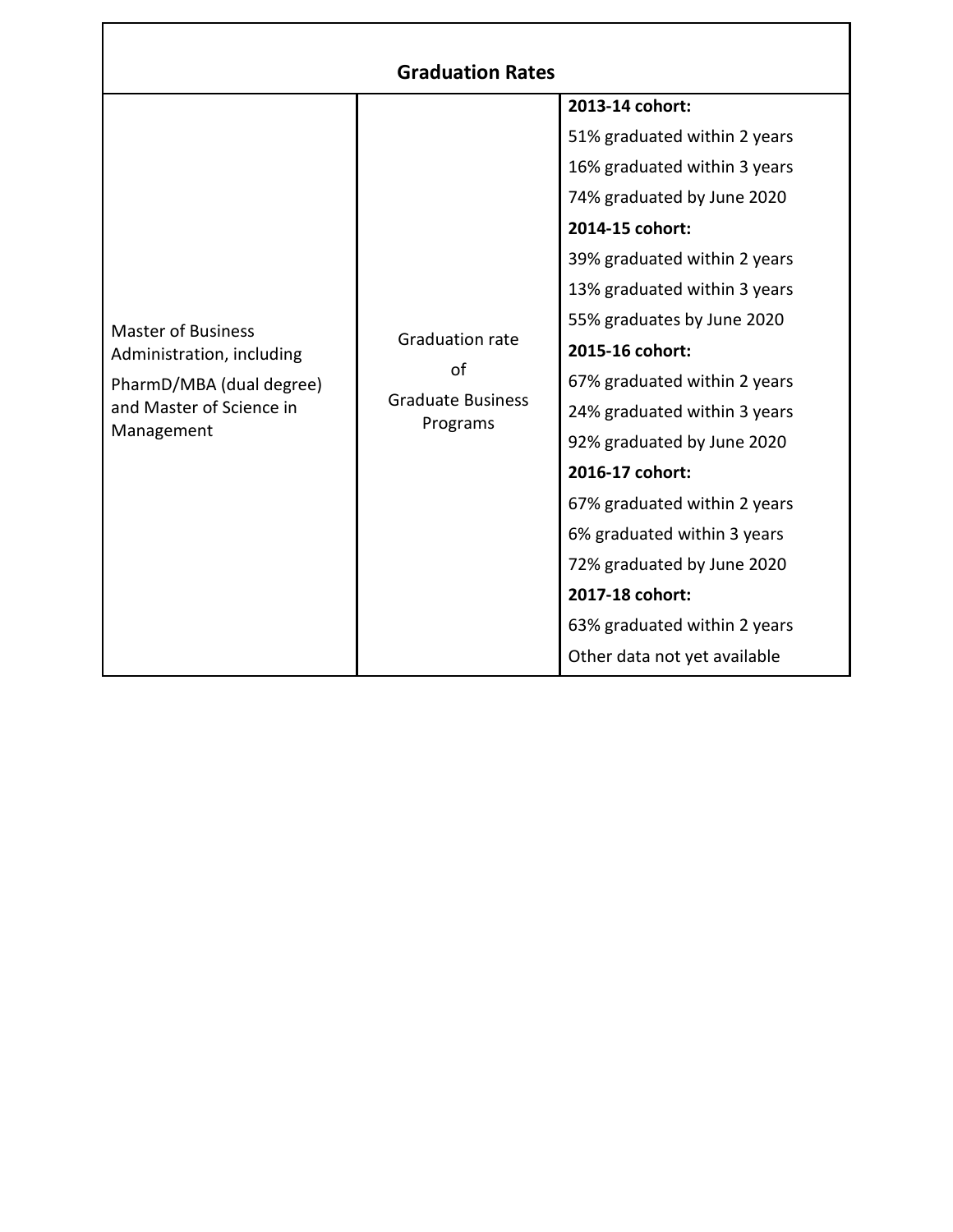| Graduation Rates | | |
|---|---|---|
| Master of Business Administration, including PharmD/MBA (dual degree) and Master of Science in Management | Graduation rate of Graduate Business Programs | **2013-14 cohort:**<br>51% graduated within 2 years<br>16% graduated within 3 years<br>74% graduated by June 2020<br>**2014-15 cohort:**<br>39% graduated within 2 years<br>13% graduated within 3 years<br>55% graduates by June 2020<br>**2015-16 cohort:**<br>67% graduated within 2 years<br>24% graduated within 3 years<br>92% graduated by June 2020<br>**2016-17 cohort:**<br>67% graduated within 2 years<br>6% graduated within 3 years<br>72% graduated by June 2020<br>**2017-18 cohort:**<br>63% graduated within 2 years<br>Other data not yet available |